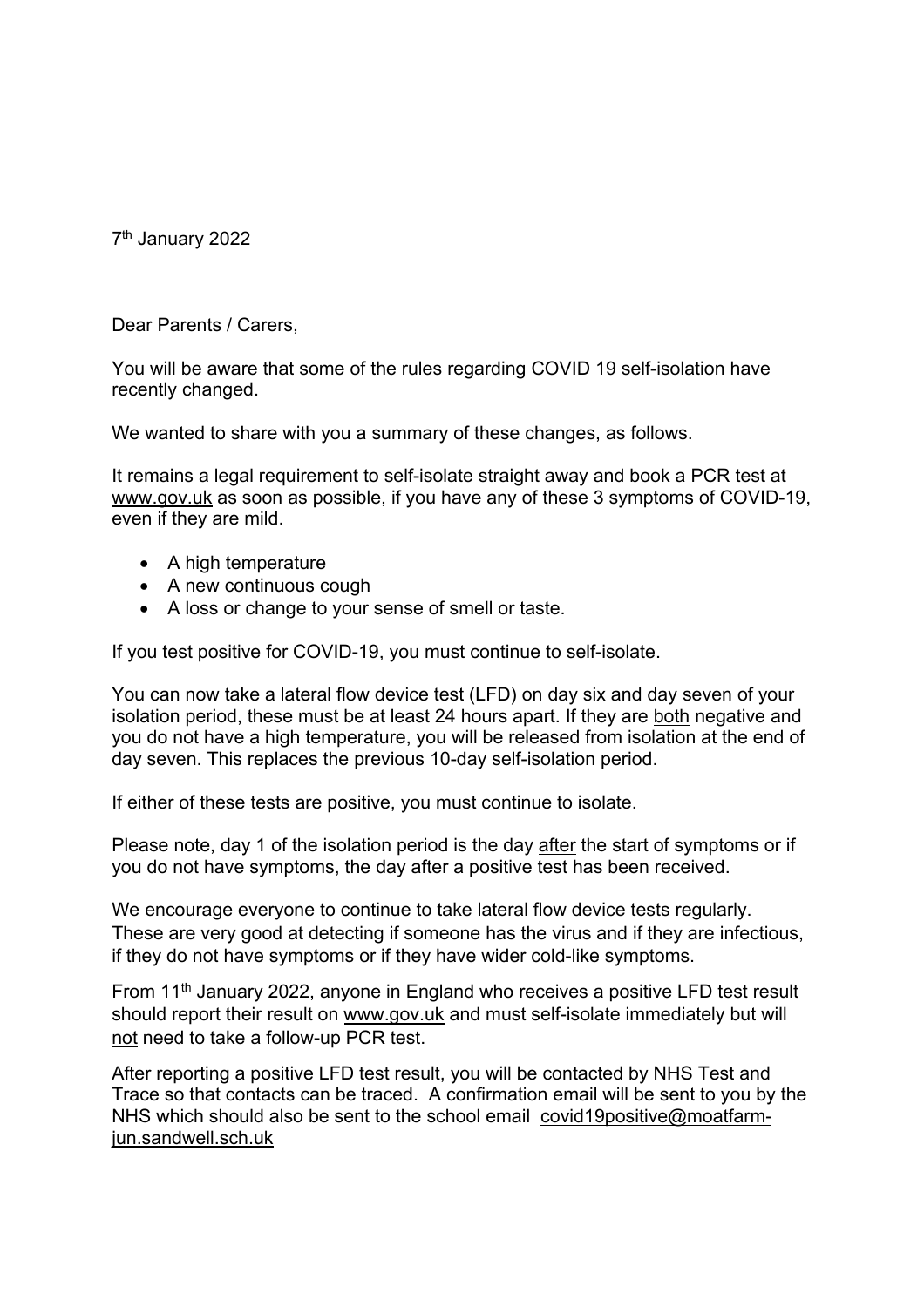7th January 2022

Dear Parents / Carers,

You will be aware that some of the rules regarding COVID 19 self-isolation have recently changed.

We wanted to share with you a summary of these changes, as follows.

It remains a legal requirement to self-isolate straight away and book a PCR test at www.gov.uk as soon as possible, if you have any of these 3 symptoms of COVID-19, even if they are mild.

- A high temperature
- A new continuous cough
- A loss or change to your sense of smell or taste.

If you test positive for COVID-19, you must continue to self-isolate.

You can now take a lateral flow device test (LFD) on day six and day seven of your isolation period, these must be at least 24 hours apart. If they are both negative and you do not have a high temperature, you will be released from isolation at the end of day seven. This replaces the previous 10-day self-isolation period.

If either of these tests are positive, you must continue to isolate.

Please note, day 1 of the isolation period is the day after the start of symptoms or if you do not have symptoms, the day after a positive test has been received.

We encourage everyone to continue to take lateral flow device tests regularly. These are very good at detecting if someone has the virus and if they are infectious, if they do not have symptoms or if they have wider cold-like symptoms.

From 11th January 2022, anyone in England who receives a positive LFD test result should report their result on www.gov.uk and must self-isolate immediately but will not need to take a follow-up PCR test.

After reporting a positive LFD test result, you will be contacted by NHS Test and Trace so that contacts can be traced. A confirmation email will be sent to you by the NHS which should also be sent to the school email covid19positive@moatfarm-jun.sandwell.sch.uk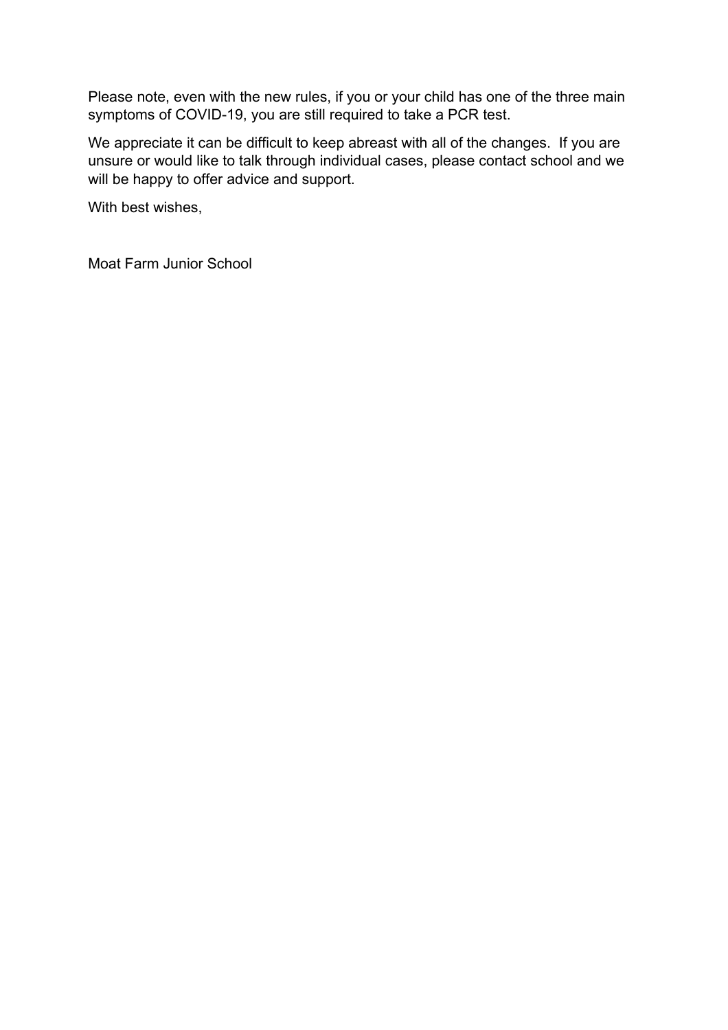Please note, even with the new rules, if you or your child has one of the three main symptoms of COVID-19, you are still required to take a PCR test.

We appreciate it can be difficult to keep abreast with all of the changes. If you are unsure or would like to talk through individual cases, please contact school and we will be happy to offer advice and support.

With best wishes,

Moat Farm Junior School